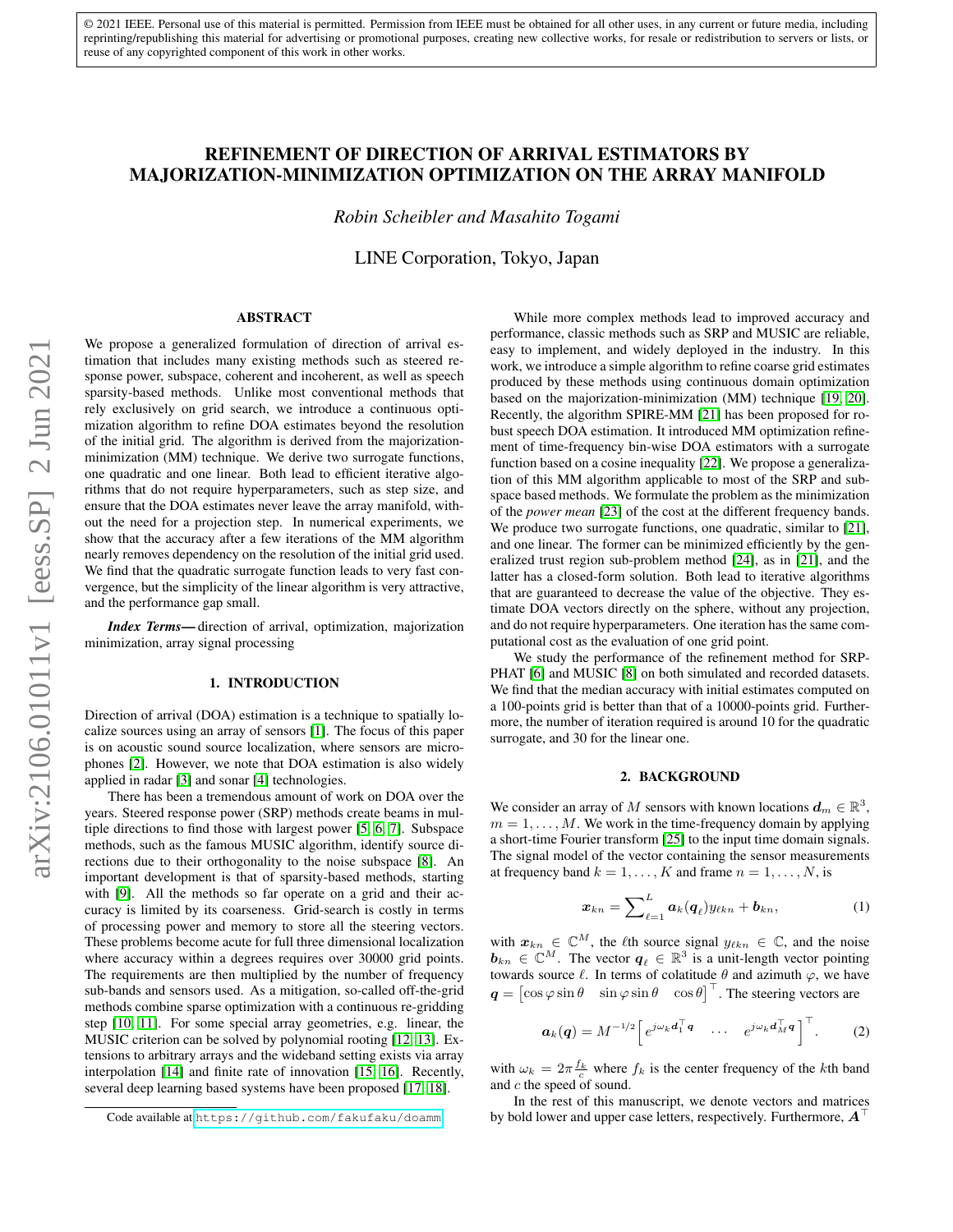© 2021 IEEE. Personal use of this material is permitted. Permission from IEEE must be obtained for all other uses, in any current or future media, including reprinting/republishing this material for advertising or promotional purposes, creating new collective works, for resale or redistribution to servers or lists, or reuse of any copyrighted component of this work in other works.

# REFINEMENT OF DIRECTION OF ARRIVAL ESTIMATORS BY MAJORIZATION-MINIMIZATION OPTIMIZATION ON THE ARRAY MANIFOLD

*Robin Scheibler and Masahito Togami*

LINE Corporation, Tokyo, Japan

## ABSTRACT

We propose a generalized formulation of direction of arrival estimation that includes many existing methods such as steered response power, subspace, coherent and incoherent, as well as speech sparsity-based methods. Unlike most conventional methods that rely exclusively on grid search, we introduce a continuous optimization algorithm to refine DOA estimates beyond the resolution of the initial grid. The algorithm is derived from the majorization-minimization (MM) technique. We derive two surrogate functions, one quadratic and one linear. Both lead to efficient iterative algorithms that do not require hyperparameters, such as step size, and ensure that the DOA estimates never leave the array manifold, without the need for a projection step. In numerical experiments, we show that the accuracy after a few iterations of the MM algorithm nearly removes dependency on the resolution of the initial grid used. We find that the quadratic surrogate function leads to very fast convergence, but the simplicity of the linear algorithm is very attractive, and the performance gap small.

***Index Terms*—** direction of arrival, optimization, majorization minimization, array signal processing

## 1. INTRODUCTION

Direction of arrival (DOA) estimation is a technique to spatially localize sources using an array of sensors [1]. The focus of this paper is on acoustic sound source localization, where sensors are microphones [2]. However, we note that DOA estimation is also widely applied in radar [3] and sonar [4] technologies.

There has been a tremendous amount of work on DOA over the years. Steered response power (SRP) methods create beams in multiple directions to find those with largest power [5, 6, 7]. Subspace methods, such as the famous MUSIC algorithm, identify source directions due to their orthogonality to the noise subspace [8]. An important development is that of sparsity-based methods, starting with [9]. All the methods so far operate on a grid and their accuracy is limited by its coarseness. Grid-search is costly in terms of processing power and memory to store all the steering vectors. These problems become acute for full three dimensional localization where accuracy within a degrees requires over 30000 grid points. The requirements are then multiplied by the number of frequency sub-bands and sensors used. As a mitigation, so-called off-the-grid methods combine sparse optimization with a continuous re-gridding step [10, 11]. For some special array geometries, e.g. linear, the MUSIC criterion can be solved by polynomial rooting [12, 13]. Extensions to arbitrary arrays and the wideband setting exists via array interpolation [14] and finite rate of innovation [15, 16]. Recently, several deep learning based systems have been proposed [17, 18].

While more complex methods lead to improved accuracy and performance, classic methods such as SRP and MUSIC are reliable, easy to implement, and widely deployed in the industry. In this work, we introduce a simple algorithm to refine coarse grid estimates produced by these methods using continuous domain optimization based on the majorization-minimization (MM) technique [19, 20]. Recently, the algorithm SPIRE-MM [21] has been proposed for robust speech DOA estimation. It introduced MM optimization refinement of time-frequency bin-wise DOA estimators with a surrogate function based on a cosine inequality [22]. We propose a generalization of this MM algorithm applicable to most of the SRP and subspace based methods. We formulate the problem as the minimization of the *power mean* [23] of the cost at the different frequency bands. We produce two surrogate functions, one quadratic, similar to [21], and one linear. The former can be minimized efficiently by the generalized trust region sub-problem method [24], as in [21], and the latter has a closed-form solution. Both lead to iterative algorithms that are guaranteed to decrease the value of the objective. They estimate DOA vectors directly on the sphere, without any projection, and do not require hyperparameters. One iteration has the same computational cost as the evaluation of one grid point.

We study the performance of the refinement method for SRP-PHAT [6] and MUSIC [8] on both simulated and recorded datasets. We find that the median accuracy with initial estimates computed on a 100-points grid is better than that of a 10000-points grid. Furthermore, the number of iteration required is around 10 for the quadratic surrogate, and 30 for the linear one.

## 2. BACKGROUND

We consider an array of $M$ sensors with known locations $\boldsymbol{d}_m \in \mathbb{R}^3$, $m = 1, \ldots, M$. We work in the time-frequency domain by applying a short-time Fourier transform [25] to the input time domain signals. The signal model of the vector containing the sensor measurements at frequency band $k = 1, \ldots, K$ and frame $n = 1, \ldots, N$, is

$$\boldsymbol{x}_{kn} = \sum\nolimits_{\ell=1}^{L} \boldsymbol{a}_k(\boldsymbol{q}_\ell) y_{\ell kn} + \boldsymbol{b}_{kn}, \tag{1}$$

with $\boldsymbol{x}_{kn} \in \mathbb{C}^M$, the $\ell$th source signal $y_{\ell kn} \in \mathbb{C}$, and the noise $\boldsymbol{b}_{kn} \in \mathbb{C}^M$. The vector $\boldsymbol{q}_\ell \in \mathbb{R}^3$ is a unit-length vector pointing towards source $\ell$. In terms of colatitude $\theta$ and azimuth $\varphi$, we have $\boldsymbol{q} = \begin{bmatrix} \cos\varphi \sin\theta & \sin\varphi \sin\theta & \cos\theta \end{bmatrix}^\top$. The steering vectors are

$$\boldsymbol{a}_k(\boldsymbol{q}) = M^{-1/2} \begin{bmatrix} e^{j\omega_k \boldsymbol{d}_1^\top \boldsymbol{q}} & \cdots & e^{j\omega_k \boldsymbol{d}_M^\top \boldsymbol{q}} \end{bmatrix}^\top. \tag{2}$$

with $\omega_k = 2\pi \frac{f_k}{c}$ where $f_k$ is the center frequency of the $k$th band and $c$ the speed of sound.

In the rest of this manuscript, we denote vectors and matrices by bold lower and upper case letters, respectively. Furthermore, $\boldsymbol{A}^\top$

Code available at https://github.com/fakufaku/doamm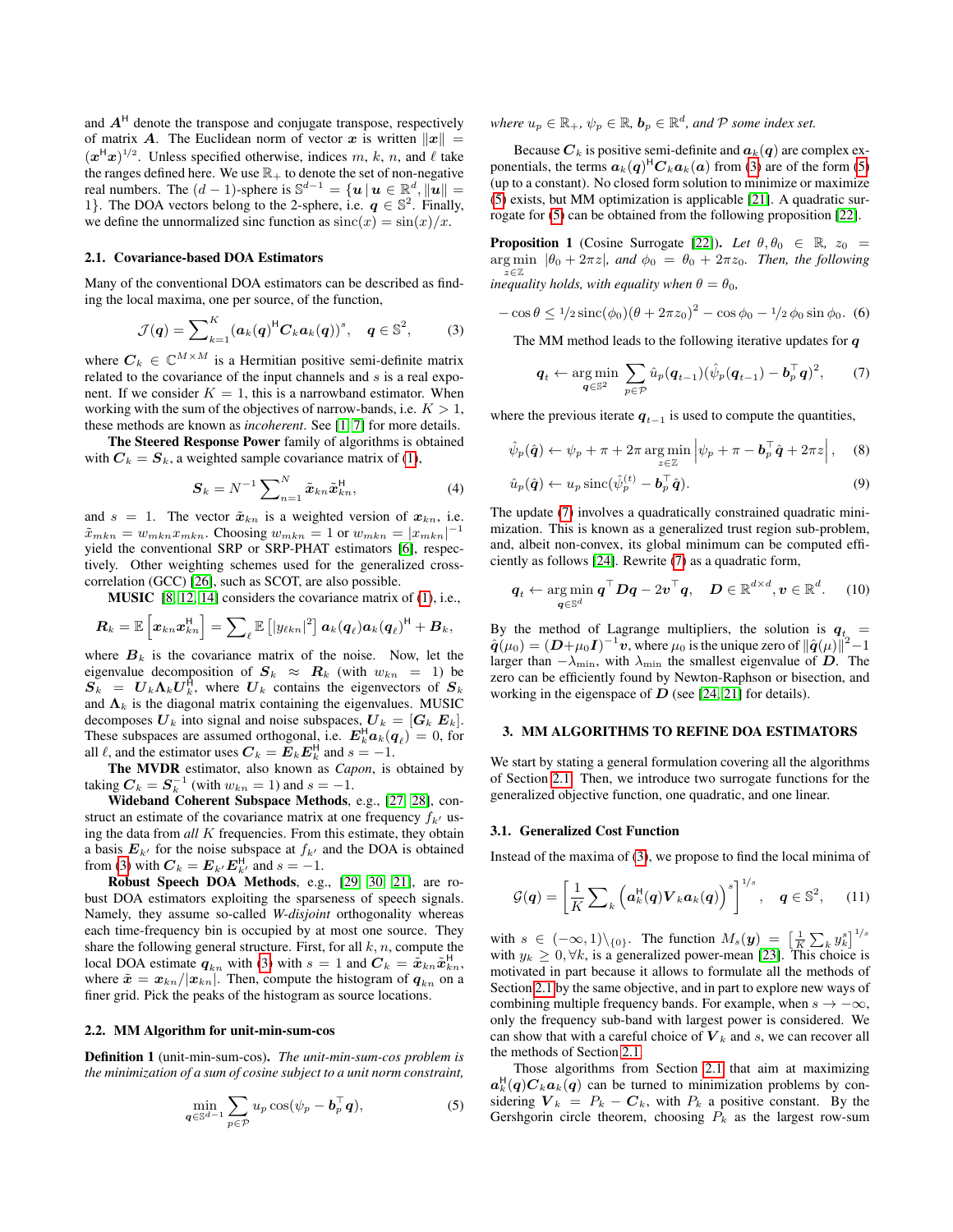and $\boldsymbol{A}^{\mathsf{H}}$ denote the transpose and conjugate transpose, respectively of matrix $\boldsymbol{A}$. The Euclidean norm of vector $\boldsymbol{x}$ is written $\|\boldsymbol{x}\| = (\boldsymbol{x}^{\mathsf{H}}\boldsymbol{x})^{1/2}$. Unless specified otherwise, indices $m$, $k$, $n$, and $\ell$ take the ranges defined here. We use $\mathbb{R}_+$ to denote the set of non-negative real numbers. The $(d-1)$-sphere is $\mathbb{S}^{d-1} = \{\boldsymbol{u} \,|\, \boldsymbol{u} \in \mathbb{R}^d, \|\boldsymbol{u}\| = 1\}$. The DOA vectors belong to the 2-sphere, i.e. $\boldsymbol{q} \in \mathbb{S}^2$. Finally, we define the unnormalized sinc function as $\operatorname{sinc}(x) = \sin(x)/x$.

### 2.1. Covariance-based DOA Estimators

Many of the conventional DOA estimators can be described as finding the local maxima, one per source, of the function,

$$\mathcal{J}(\boldsymbol{q}) = \sum_{k=1}^{K} (\boldsymbol{a}_k(\boldsymbol{q})^{\mathsf{H}} \boldsymbol{C}_k \boldsymbol{a}_k(\boldsymbol{q}))^s, \quad \boldsymbol{q} \in \mathbb{S}^2, \tag{3}$$

where $\boldsymbol{C}_k \in \mathbb{C}^{M\times M}$ is a Hermitian positive semi-definite matrix related to the covariance of the input channels and $s$ is a real exponent. If we consider $K = 1$, this is a narrowband estimator. When working with the sum of the objectives of narrow-bands, i.e. $K > 1$, these methods are known as *incoherent*. See [1, 7] for more details.

**The Steered Response Power** family of algorithms is obtained with $\boldsymbol{C}_k = \boldsymbol{S}_k$, a weighted sample covariance matrix of (1),

$$\boldsymbol{S}_k = N^{-1} \sum_{n=1}^{N} \tilde{\boldsymbol{x}}_{kn} \tilde{\boldsymbol{x}}_{kn}^{\mathsf{H}}, \tag{4}$$

and $s = 1$. The vector $\tilde{\boldsymbol{x}}_{kn}$ is a weighted version of $\boldsymbol{x}_{kn}$, i.e. $\tilde{x}_{mkn} = w_{mkn} x_{mkn}$. Choosing $w_{mkn} = 1$ or $w_{mkn} = |x_{mkn}|^{-1}$ yield the conventional SRP or SRP-PHAT estimators [6], respectively. Other weighting schemes used for the generalized cross-correlation (GCC) [26], such as SCOT, are also possible.

**MUSIC** [8, 12, 14] considers the covariance matrix of (1), i.e.,

$$\boldsymbol{R}_k = \mathbb{E}\left[\boldsymbol{x}_{kn}\boldsymbol{x}_{kn}^{\mathsf{H}}\right] = \sum_{\ell} \mathbb{E}\left[|y_{\ell kn}|^2\right] \boldsymbol{a}_k(\boldsymbol{q}_\ell)\boldsymbol{a}_k(\boldsymbol{q}_\ell)^{\mathsf{H}} + \boldsymbol{B}_k,$$

where $\boldsymbol{B}_k$ is the covariance matrix of the noise. Now, let the eigenvalue decomposition of $\boldsymbol{S}_k \approx \boldsymbol{R}_k$ (with $w_{kn} = 1$) be $\boldsymbol{S}_k = \boldsymbol{U}_k \boldsymbol{\Lambda}_k \boldsymbol{U}_k^{\mathsf{H}}$, where $\boldsymbol{U}_k$ contains the eigenvectors of $\boldsymbol{S}_k$ and $\boldsymbol{\Lambda}_k$ is the diagonal matrix containing the eigenvalues. MUSIC decomposes $\boldsymbol{U}_k$ into signal and noise subspaces, $\boldsymbol{U}_k = [\boldsymbol{G}_k\ \boldsymbol{E}_k]$. These subspaces are assumed orthogonal, i.e. $\boldsymbol{E}_k^{\mathsf{H}}\boldsymbol{a}_k(\boldsymbol{q}_\ell) = 0$, for all $\ell$, and the estimator uses $\boldsymbol{C}_k = \boldsymbol{E}_k\boldsymbol{E}_k^{\mathsf{H}}$ and $s = -1$.

**The MVDR** estimator, also known as *Capon*, is obtained by taking $\boldsymbol{C}_k = \boldsymbol{S}_k^{-1}$ (with $w_{kn} = 1$) and $s = -1$.

**Wideband Coherent Subspace Methods**, e.g., [27, 28], construct an estimate of the covariance matrix at one frequency $f_{k'}$ using the data from *all* $K$ frequencies. From this estimate, they obtain a basis $\boldsymbol{E}_{k'}$ for the noise subspace at $f_{k'}$ and the DOA is obtained from (3) with $\boldsymbol{C}_k = \boldsymbol{E}_{k'}\boldsymbol{E}_{k'}^{\mathsf{H}}$ and $s = -1$.

**Robust Speech DOA Methods**, e.g., [29, 30, 21], are robust DOA estimators exploiting the sparseness of speech signals. Namely, they assume so-called *W-disjoint* orthogonality whereas each time-frequency bin is occupied by at most one source. They share the following general structure. First, for all $k, n$, compute the local DOA estimate $\boldsymbol{q}_{kn}$ with (3) with $s = 1$ and $\boldsymbol{C}_k = \tilde{\boldsymbol{x}}_{kn}\tilde{\boldsymbol{x}}_{kn}^{\mathsf{H}}$, where $\tilde{\boldsymbol{x}} = \boldsymbol{x}_{kn}/|\boldsymbol{x}_{kn}|$. Then, compute the histogram of $\boldsymbol{q}_{kn}$ on a finer grid. Pick the peaks of the histogram as source locations.

### 2.2. MM Algorithm for unit-min-sum-cos

**Definition 1** (unit-min-sum-cos). *The unit-min-sum-cos problem is the minimization of a sum of cosine subject to a unit norm constraint,*

$$\min_{\boldsymbol{q} \in \mathbb{S}^{d-1}} \sum_{p \in \mathcal{P}} u_p \cos(\psi_p - \boldsymbol{b}_p^\top \boldsymbol{q}), \tag{5}$$

*where $u_p \in \mathbb{R}_+$, $\psi_p \in \mathbb{R}$, $\boldsymbol{b}_p \in \mathbb{R}^d$, and $\mathcal{P}$ some index set.*

Because $\boldsymbol{C}_k$ is positive semi-definite and $\boldsymbol{a}_k(\boldsymbol{q})$ are complex exponentials, the terms $\boldsymbol{a}_k(\boldsymbol{q})^{\mathsf{H}}\boldsymbol{C}_k\boldsymbol{a}_k(\boldsymbol{a})$ from (3) are of the form (5) (up to a constant). No closed form solution to minimize or maximize (5) exists, but MM optimization is applicable [21]. A quadratic surrogate for (5) can be obtained from the following proposition [22].

**Proposition 1** (Cosine Surrogate [22]). *Let $\theta, \theta_0 \in \mathbb{R}$, $z_0 = \arg\min_{z\in\mathbb{Z}} |\theta_0 + 2\pi z|$, and $\phi_0 = \theta_0 + 2\pi z_0$. Then, the following inequality holds, with equality when $\theta = \theta_0$,*

$$-\cos\theta \leq {}^1\!/\!{}_2 \operatorname{sinc}(\phi_0)(\theta + 2\pi z_0)^2 - \cos\phi_0 - {}^1\!/\!{}_2\, \phi_0 \sin\phi_0. \tag{6}$$

The MM method leads to the following iterative updates for $\boldsymbol{q}$

$$\boldsymbol{q}_t \leftarrow \arg\min_{\boldsymbol{q}\in\mathbb{S}^2} \sum_{p\in\mathcal{P}} \hat{u}_p(\boldsymbol{q}_{t-1})(\hat{\psi}_p(\boldsymbol{q}_{t-1}) - \boldsymbol{b}_p^\top \boldsymbol{q})^2, \tag{7}$$

where the previous iterate $\boldsymbol{q}_{t-1}$ is used to compute the quantities,

$$\hat{\psi}_p(\hat{\boldsymbol{q}}) \leftarrow \psi_p + \pi + 2\pi \arg\min_{z\in\mathbb{Z}} \left|\psi_p + \pi - \boldsymbol{b}_p^\top\hat{\boldsymbol{q}} + 2\pi z\right|, \tag{8}$$

$$\hat{u}_p(\hat{\boldsymbol{q}}) \leftarrow u_p \operatorname{sinc}(\hat{\psi}_p^{(t)} - \boldsymbol{b}_p^\top \hat{\boldsymbol{q}}). \tag{9}$$

The update (7) involves a quadratically constrained quadratic minimization. This is known as a generalized trust region sub-problem, and, albeit non-convex, its global minimum can be computed efficiently as follows [24]. Rewrite (7) as a quadratic form,

$$\boldsymbol{q}_t \leftarrow \arg\min_{\boldsymbol{q}\in\mathbb{S}^d} \boldsymbol{q}^\top \boldsymbol{D}\boldsymbol{q} - 2\boldsymbol{v}^\top \boldsymbol{q}, \quad \boldsymbol{D} \in \mathbb{R}^{d\times d}, \boldsymbol{v} \in \mathbb{R}^d. \tag{10}$$

By the method of Lagrange multipliers, the solution is $\boldsymbol{q}_t = \hat{\boldsymbol{q}}(\mu_0) = (\boldsymbol{D} + \mu_0 \boldsymbol{I})^{-1}\boldsymbol{v}$, where $\mu_0$ is the unique zero of $\|\hat{\boldsymbol{q}}(\mu)\|^2 - 1$ larger than $-\lambda_{\min}$, with $\lambda_{\min}$ the smallest eigenvalue of $\boldsymbol{D}$. The zero can be efficiently found by Newton-Raphson or bisection, and working in the eigenspace of $\boldsymbol{D}$ (see [24, 21] for details).

## 3. MM ALGORITHMS TO REFINE DOA ESTIMATORS

We start by stating a general formulation covering all the algorithms of Section 2.1. Then, we introduce two surrogate functions for the generalized objective function, one quadratic, and one linear.

### 3.1. Generalized Cost Function

Instead of the maxima of (3), we propose to find the local minima of

$$\mathcal{G}(\boldsymbol{q}) = \left[\frac{1}{K}\sum_k \left(\boldsymbol{a}_k^{\mathsf{H}}(\boldsymbol{q})\boldsymbol{V}_k\boldsymbol{a}_k(\boldsymbol{q})\right)^s\right]^{1/s}, \quad \boldsymbol{q} \in \mathbb{S}^2, \tag{11}$$

with $s \in (-\infty, 1)\backslash_{\{0\}}$. The function $M_s(\boldsymbol{y}) = \left[\frac{1}{K}\sum_k y_k^s\right]^{1/s}$ with $y_k \geq 0, \forall k$, is a generalized power-mean [23]. This choice is motivated in part because it allows to formulate all the methods of Section 2.1 by the same objective, and in part to explore new ways of combining multiple frequency bands. For example, when $s \to -\infty$, only the frequency sub-band with largest power is considered. We can show that with a careful choice of $\boldsymbol{V}_k$ and $s$, we can recover all the methods of Section 2.1.

Those algorithms from Section 2.1 that aim at maximizing $\boldsymbol{a}_k^{\mathsf{H}}(\boldsymbol{q})\boldsymbol{C}_k\boldsymbol{a}_k(\boldsymbol{q})$ can be turned to minimization problems by considering $\boldsymbol{V}_k = P_k - \boldsymbol{C}_k$, with $P_k$ a positive constant. By the Gershgorin circle theorem, choosing $P_k$ as the largest row-sum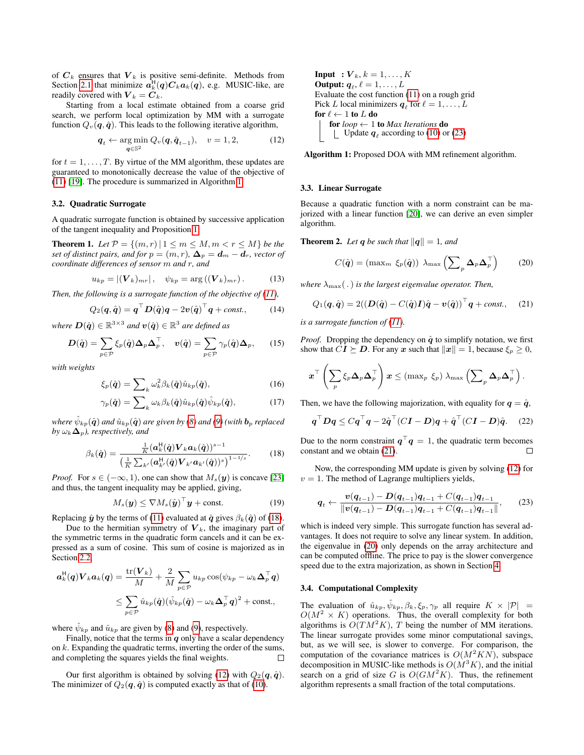of $\boldsymbol{C}_k$ ensures that $\boldsymbol{V}_k$ is positive semi-definite. Methods from Section 2.1 that minimize $\boldsymbol{a}_k^{\mathsf{H}}(\boldsymbol{q})\boldsymbol{C}_k\boldsymbol{a}_k(\boldsymbol{q})$, e.g. MUSIC-like, are readily covered with $\boldsymbol{V}_k = \boldsymbol{C}_k$.

Starting from a local estimate obtained from a coarse grid search, we perform local optimization by MM using a surrogate function $Q_v(\boldsymbol{q}, \hat{\boldsymbol{q}})$. This leads to the following iterative algorithm,

$$\boldsymbol{q}_t \leftarrow \arg\min_{\boldsymbol{q}\in\mathbb{S}^2} Q_v(\boldsymbol{q}, \hat{\boldsymbol{q}}_{t-1}), \quad v = 1, 2, \tag{12}$$

for $t = 1, \ldots, T$. By virtue of the MM algorithm, these updates are guaranteed to monotonically decrease the value of the objective of (11) [19]. The procedure is summarized in Algorithm 1.

### 3.2. Quadratic Surrogate

A quadratic surrogate function is obtained by successive application of the tangent inequality and Proposition 1.

**Theorem 1.** *Let $\mathcal{P} = \{(m, r) \,|\, 1 \le m \le M, m < r \le M\}$ be the set of distinct pairs, and for $p = (m, r)$, $\boldsymbol{\Delta}_p = \boldsymbol{d}_m - \boldsymbol{d}_r$, vector of coordinate differences of sensor $m$ and $r$, and*

$$u_{kp} = |(\boldsymbol{V}_k)_{mr}|, \quad \psi_{kp} = \arg((\boldsymbol{V}_k)_{mr}). \tag{13}$$

*Then, the following is a surrogate function of the objective of (11),*

$$Q_2(\boldsymbol{q}, \hat{\boldsymbol{q}}) = \boldsymbol{q}^\top \boldsymbol{D}(\hat{\boldsymbol{q}})\boldsymbol{q} - 2\boldsymbol{v}(\hat{\boldsymbol{q}})^\top \boldsymbol{q} + \text{const.}, \tag{14}$$

*where $\boldsymbol{D}(\hat{\boldsymbol{q}}) \in \mathbb{R}^{3\times 3}$ and $\boldsymbol{v}(\hat{\boldsymbol{q}}) \in \mathbb{R}^3$ are defined as*

$$\boldsymbol{D}(\hat{\boldsymbol{q}}) = \sum_{p\in\mathcal{P}} \xi_p(\hat{\boldsymbol{q}})\boldsymbol{\Delta}_p\boldsymbol{\Delta}_p^\top, \quad \boldsymbol{v}(\hat{\boldsymbol{q}}) = \sum_{p\in\mathcal{P}} \gamma_p(\hat{\boldsymbol{q}})\boldsymbol{\Delta}_p, \tag{15}$$

*with weights*

$$\xi_p(\hat{\boldsymbol{q}}) = \sum\nolimits_k \omega_k^2 \beta_k(\hat{\boldsymbol{q}})\hat{u}_{kp}(\hat{\boldsymbol{q}}), \tag{16}$$

$$\gamma_p(\hat{\boldsymbol{q}}) = \sum\nolimits_k \omega_k \beta_k(\hat{\boldsymbol{q}})\hat{u}_{kp}(\hat{\boldsymbol{q}})\hat{\psi}_{kp}(\hat{\boldsymbol{q}}), \tag{17}$$

*where $\hat{\psi}_{kp}(\hat{\boldsymbol{q}})$ and $\hat{u}_{kp}(\hat{\boldsymbol{q}})$ are given by (8) and (9) (with $\mathbf{b}_p$ replaced by $\omega_k\boldsymbol{\Delta}_p$), respectively, and*

$$\beta_k(\hat{\boldsymbol{q}}) = \frac{\frac{1}{K}(\boldsymbol{a}_k^{\mathsf{H}}(\hat{\boldsymbol{q}})\boldsymbol{V}_k\boldsymbol{a}_k(\hat{\boldsymbol{q}}))^{s-1}}{\left(\frac{1}{K}\sum_{k'}(\boldsymbol{a}_{k'}^{\mathsf{H}}(\hat{\boldsymbol{q}})\boldsymbol{V}_{k'}\boldsymbol{a}_{k'}(\hat{\boldsymbol{q}}))^s\right)^{1-1/s}}. \tag{18}$$

*Proof.* For $s \in (-\infty, 1)$, one can show that $M_s(\boldsymbol{y})$ is concave [23] and thus, the tangent inequality may be applied, giving,

$$M_s(\boldsymbol{y}) \le \nabla M_s(\hat{\boldsymbol{y}})^\top \boldsymbol{y} + \text{const}. \tag{19}$$

Replacing $\hat{\boldsymbol{y}}$ by the terms of (11) evaluated at $\hat{\boldsymbol{q}}$ gives $\beta_k(\hat{\boldsymbol{q}})$ of (18).

Due to the hermitian symmetry of $\boldsymbol{V}_k$, the imaginary part of the symmetric terms in the quadratic form cancels and it can be expressed as a sum of cosine. This sum of cosine is majorized as in Section 2.2,

$$\begin{aligned}\boldsymbol{a}_k^{\mathsf{H}}(\boldsymbol{q})\boldsymbol{V}_k\boldsymbol{a}_k(\boldsymbol{q}) &= \frac{\operatorname{tr}(\boldsymbol{V}_k)}{M} + \frac{2}{M}\sum_{p\in\mathcal{P}} u_{kp}\cos(\psi_{kp} - \omega_k\boldsymbol{\Delta}_p^\top\boldsymbol{q}) \\ &\le \sum_{p\in\mathcal{P}} \hat{u}_{kp}(\hat{\boldsymbol{q}})(\hat{\psi}_{kp}(\hat{\boldsymbol{q}}) - \omega_k\boldsymbol{\Delta}_p^\top\boldsymbol{q})^2 + \text{const.},\end{aligned}$$

where $\hat{\psi}_{kp}$ and $\hat{u}_{kp}$ are given by (8) and (9), respectively.

Finally, notice that the terms in $\boldsymbol{q}$ only have a scalar dependency on $k$. Expanding the quadratic terms, inverting the order of the sums, and completing the squares yields the final weights. □

Our first algorithm is obtained by solving (12) with $Q_2(\boldsymbol{q}, \hat{\boldsymbol{q}})$. The minimizer of $Q_2(\boldsymbol{q}, \hat{\boldsymbol{q}})$ is computed exactly as that of (10).

```
Input  : V_k, k = 1, ..., K
Output: q_ℓ, ℓ = 1, ..., L
Evaluate the cost function (11) on a rough grid
Pick L local minimizers q_ℓ for ℓ = 1, ..., L
for ℓ ← 1 to L do
    for loop ← 1 to Max Iterations do
        Update q_ℓ according to (10) or (23)
```

**Algorithm 1:** Proposed DOA with MM refinement algorithm.

### 3.3. Linear Surrogate

Because a quadratic function with a norm constraint can be majorized with a linear function [20], we can derive an even simpler algorithm.

**Theorem 2.** *Let $\boldsymbol{q}$ be such that $\|\boldsymbol{q}\| = 1$, and*

$$C(\hat{\boldsymbol{q}}) = (\max\nolimits_m \xi_p(\hat{\boldsymbol{q}}))\ \lambda_{\max}\left(\sum\nolimits_p \boldsymbol{\Delta}_p\boldsymbol{\Delta}_p^\top\right) \tag{20}$$

*where $\lambda_{\max}(\,.\,)$ is the largest eigenvalue operator. Then,*

$$Q_1(\boldsymbol{q}, \hat{\boldsymbol{q}}) = 2((\boldsymbol{D}(\hat{\boldsymbol{q}}) - C(\hat{\boldsymbol{q}})\boldsymbol{I})\hat{\boldsymbol{q}} - \boldsymbol{v}(\hat{\boldsymbol{q}}))^\top \boldsymbol{q} + \text{const.}, \tag{21}$$

*is a surrogate function of (11).*

*Proof.* Dropping the dependency on $\hat{\boldsymbol{q}}$ to simplify notation, we first show that $C\boldsymbol{I} \succeq \boldsymbol{D}$. For any $\boldsymbol{x}$ such that $\|\boldsymbol{x}\| = 1$, because $\xi_p \ge 0$,

$$\boldsymbol{x}^\top\left(\sum_p \xi_p\boldsymbol{\Delta}_p\boldsymbol{\Delta}_p^\top\right)\boldsymbol{x} \le (\max\nolimits_p\ \xi_p)\ \lambda_{\max}\left(\sum\nolimits_p \boldsymbol{\Delta}_p\boldsymbol{\Delta}_p^\top\right).$$

Then, we have the following majorization, with equality for $\boldsymbol{q} = \hat{\boldsymbol{q}}$,

$$\boldsymbol{q}^\top\boldsymbol{D}\boldsymbol{q} \le C\boldsymbol{q}^\top\boldsymbol{q} - 2\hat{\boldsymbol{q}}^\top(C\boldsymbol{I} - \boldsymbol{D})\boldsymbol{q} + \hat{\boldsymbol{q}}^\top(C\boldsymbol{I} - \boldsymbol{D})\hat{\boldsymbol{q}}. \tag{22}$$

Due to the norm constraint $\boldsymbol{q}^\top\boldsymbol{q} = 1$, the quadratic term becomes constant and we obtain (21). □

Now, the corresponding MM update is given by solving (12) for $v = 1$. The method of Lagrange multipliers yields,

$$\boldsymbol{q}_t \leftarrow \frac{\boldsymbol{v}(\boldsymbol{q}_{t-1}) - \boldsymbol{D}(\boldsymbol{q}_{t-1})\boldsymbol{q}_{t-1} + C(\boldsymbol{q}_{t-1})\boldsymbol{q}_{t-1}}{\|\boldsymbol{v}(\boldsymbol{q}_{t-1}) - \boldsymbol{D}(\boldsymbol{q}_{t-1})\boldsymbol{q}_{t-1} + C(\boldsymbol{q}_{t-1})\boldsymbol{q}_{t-1}\|}, \tag{23}$$

which is indeed very simple. This surrogate function has several advantages. It does not require to solve any linear system. In addition, the eigenvalue in (20) only depends on the array architecture and can be computed offline. The price to pay is the slower convergence speed due to the extra majorization, as shown in Section 4.

### 3.4. Computational Complexity

The evaluation of $\hat{u}_{kp}, \hat{\psi}_{kp}, \beta_k, \xi_p, \gamma_p$ all require $K \times |\mathcal{P}| = O(M^2 \times K)$ operations. Thus, the overall complexity for both algorithms is $O(TM^2K)$, $T$ being the number of MM iterations. The linear surrogate provides some minor computational savings, but, as we will see, is slower to converge. For comparison, the computation of the covariance matrices is $O(M^2KN)$, subspace decomposition in MUSIC-like methods is $O(M^3K)$, and the initial search on a grid of size $G$ is $O(GM^2K)$. Thus, the refinement algorithm represents a small fraction of the total computations.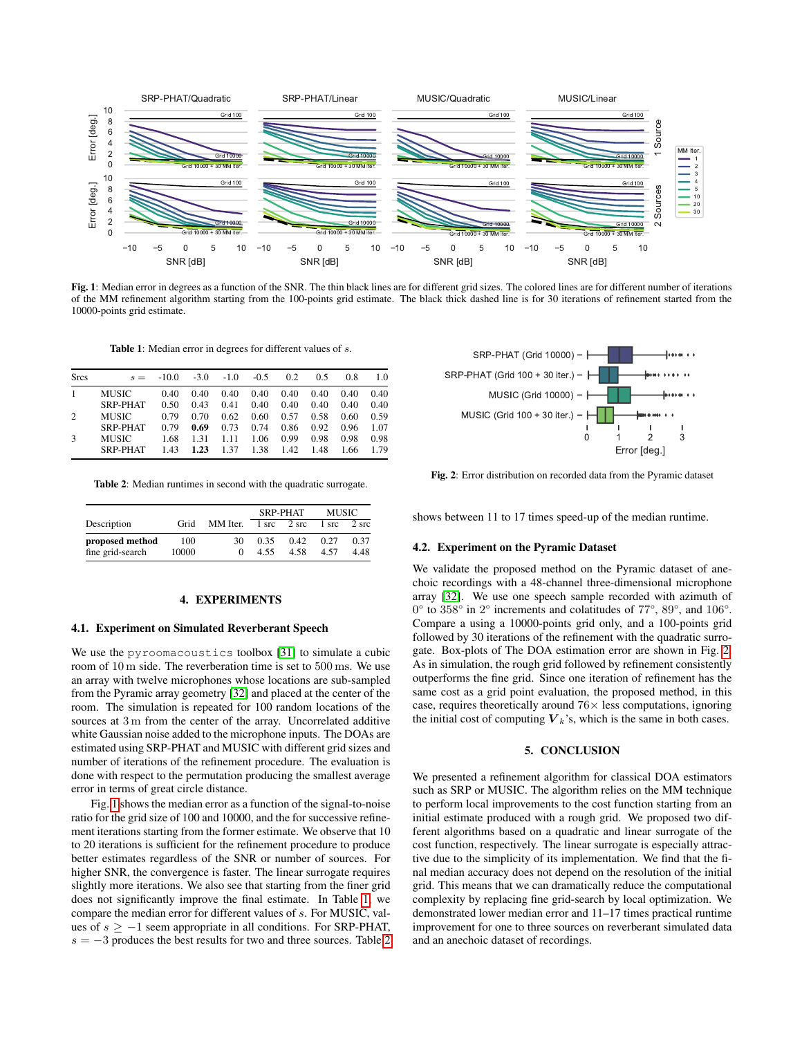**Fig. 1**: Median error in degrees as a function of the SNR. The thin black lines are for different grid sizes. The colored lines are for different number of iterations of the MM refinement algorithm starting from the 100-points grid estimate. The black thick dashed line is for 30 iterations of refinement started from the 10000-points grid estimate.

**Table 1**: Median error in degrees for different values of $s$.

| Srcs | $s =$ | -10.0 | -3.0 | -1.0 | -0.5 | 0.2 | 0.5 | 0.8 | 1.0 |
|---|---|---|---|---|---|---|---|---|---|
| 1 | MUSIC | 0.40 | 0.40 | 0.40 | 0.40 | 0.40 | 0.40 | 0.40 | 0.40 |
| | SRP-PHAT | 0.50 | 0.43 | 0.41 | 0.40 | 0.40 | 0.40 | 0.40 | 0.40 |
| 2 | MUSIC | 0.79 | 0.70 | 0.62 | 0.60 | 0.57 | 0.58 | 0.60 | 0.59 |
| | SRP-PHAT | 0.79 | **0.69** | 0.73 | 0.74 | 0.86 | 0.92 | 0.96 | 1.07 |
| 3 | MUSIC | 1.68 | 1.31 | 1.11 | 1.06 | 0.99 | 0.98 | 0.98 | 0.98 |
| | SRP-PHAT | 1.43 | **1.23** | 1.37 | 1.38 | 1.42 | 1.48 | 1.66 | 1.79 |

**Table 2**: Median runtimes in second with the quadratic surrogate.

| Description | Grid | MM Iter. | SRP-PHAT 1 src | SRP-PHAT 2 src | MUSIC 1 src | MUSIC 2 src |
|---|---|---|---|---|---|---|
| **proposed method** | 100 | 30 | 0.35 | 0.42 | 0.27 | 0.37 |
| fine grid-search | 10000 | 0 | 4.55 | 4.58 | 4.57 | 4.48 |

## 4. EXPERIMENTS

### 4.1. Experiment on Simulated Reverberant Speech

We use the `pyroomacoustics` toolbox [31] to simulate a cubic room of 10 m side. The reverberation time is set to 500 ms. We use an array with twelve microphones whose locations are sub-sampled from the Pyramic array geometry [32] and placed at the center of the room. The simulation is repeated for 100 random locations of the sources at 3 m from the center of the array. Uncorrelated additive white Gaussian noise added to the microphone inputs. The DOAs are estimated using SRP-PHAT and MUSIC with different grid sizes and number of iterations of the refinement procedure. The evaluation is done with respect to the permutation producing the smallest average error in terms of great circle distance.

Fig. 1 shows the median error as a function of the signal-to-noise ratio for the grid size of 100 and 10000, and the for successive refinement iterations starting from the former estimate. We observe that 10 to 20 iterations is sufficient for the refinement procedure to produce better estimates regardless of the SNR or number of sources. For higher SNR, the convergence is faster. The linear surrogate requires slightly more iterations. We also see that starting from the finer grid does not significantly improve the final estimate. In Table 1, we compare the median error for different values of $s$. For MUSIC, values of $s \geq -1$ seem appropriate in all conditions. For SRP-PHAT, $s = -3$ produces the best results for two and three sources. Table 2 shows between 11 to 17 times speed-up of the median runtime.

**Fig. 2**: Error distribution on recorded data from the Pyramic dataset

### 4.2. Experiment on the Pyramic Dataset

We validate the proposed method on the Pyramic dataset of anechoic recordings with a 48-channel three-dimensional microphone array [32]. We use one speech sample recorded with azimuth of 0° to 358° in 2° increments and colatitudes of 77°, 89°, and 106°. Compare a using a 10000-points grid only, and a 100-points grid followed by 30 iterations of the refinement with the quadratic surrogate. Box-plots of The DOA estimation error are shown in Fig. 2. As in simulation, the rough grid followed by refinement consistently outperforms the fine grid. Since one iteration of refinement has the same cost as a grid point evaluation, the proposed method, in this case, requires theoretically around 76× less computations, ignoring the initial cost of computing $\boldsymbol{V}_k$'s, which is the same in both cases.

## 5. CONCLUSION

We presented a refinement algorithm for classical DOA estimators such as SRP or MUSIC. The algorithm relies on the MM technique to perform local improvements to the cost function starting from an initial estimate produced with a rough grid. We proposed two different algorithms based on a quadratic and linear surrogate of the cost function, respectively. The linear surrogate is especially attractive due to the simplicity of its implementation. We find that the final median accuracy does not depend on the resolution of the initial grid. This means that we can dramatically reduce the computational complexity by replacing fine grid-search by local optimization. We demonstrated lower median error and 11–17 times practical runtime improvement for one to three sources on reverberant simulated data and an anechoic dataset of recordings.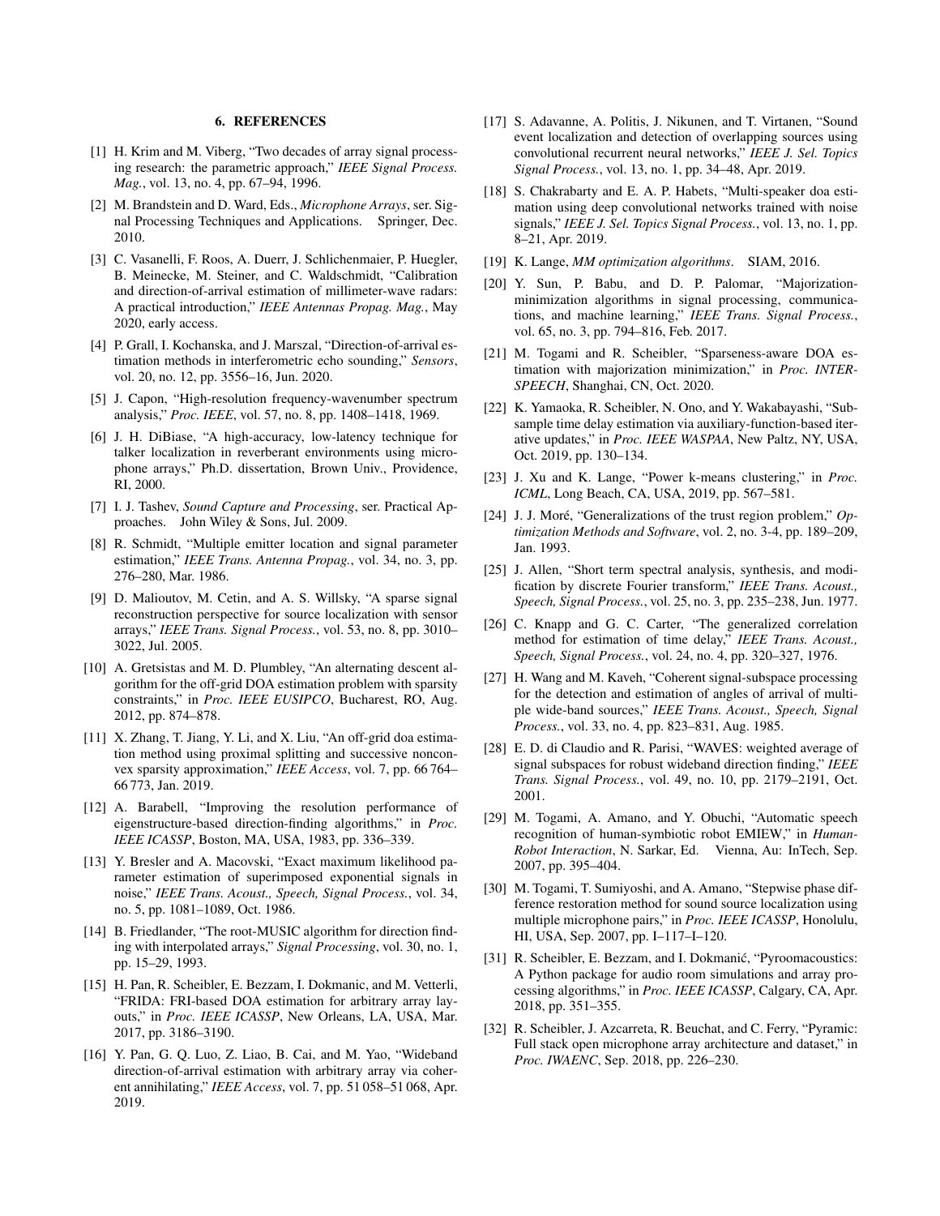## 6. REFERENCES

[1] H. Krim and M. Viberg, "Two decades of array signal processing research: the parametric approach," *IEEE Signal Process. Mag.*, vol. 13, no. 4, pp. 67–94, 1996.

[2] M. Brandstein and D. Ward, Eds., *Microphone Arrays*, ser. Signal Processing Techniques and Applications. Springer, Dec. 2010.

[3] C. Vasanelli, F. Roos, A. Duerr, J. Schlichenmaier, P. Huegler, B. Meinecke, M. Steiner, and C. Waldschmidt, "Calibration and direction-of-arrival estimation of millimeter-wave radars: A practical introduction," *IEEE Antennas Propag. Mag.*, May 2020, early access.

[4] P. Grall, I. Kochanska, and J. Marszal, "Direction-of-arrival estimation methods in interferometric echo sounding," *Sensors*, vol. 20, no. 12, pp. 3556–16, Jun. 2020.

[5] J. Capon, "High-resolution frequency-wavenumber spectrum analysis," *Proc. IEEE*, vol. 57, no. 8, pp. 1408–1418, 1969.

[6] J. H. DiBiase, "A high-accuracy, low-latency technique for talker localization in reverberant environments using microphone arrays," Ph.D. dissertation, Brown Univ., Providence, RI, 2000.

[7] I. J. Tashev, *Sound Capture and Processing*, ser. Practical Approaches. John Wiley & Sons, Jul. 2009.

[8] R. Schmidt, "Multiple emitter location and signal parameter estimation," *IEEE Trans. Antenna Propag.*, vol. 34, no. 3, pp. 276–280, Mar. 1986.

[9] D. Malioutov, M. Cetin, and A. S. Willsky, "A sparse signal reconstruction perspective for source localization with sensor arrays," *IEEE Trans. Signal Process.*, vol. 53, no. 8, pp. 3010–3022, Jul. 2005.

[10] A. Gretsistas and M. D. Plumbley, "An alternating descent algorithm for the off-grid DOA estimation problem with sparsity constraints," in *Proc. IEEE EUSIPCO*, Bucharest, RO, Aug. 2012, pp. 874–878.

[11] X. Zhang, T. Jiang, Y. Li, and X. Liu, "An off-grid doa estimation method using proximal splitting and successive nonconvex sparsity approximation," *IEEE Access*, vol. 7, pp. 66 764–66 773, Jan. 2019.

[12] A. Barabell, "Improving the resolution performance of eigenstructure-based direction-finding algorithms," in *Proc. IEEE ICASSP*, Boston, MA, USA, 1983, pp. 336–339.

[13] Y. Bresler and A. Macovski, "Exact maximum likelihood parameter estimation of superimposed exponential signals in noise," *IEEE Trans. Acoust., Speech, Signal Process.*, vol. 34, no. 5, pp. 1081–1089, Oct. 1986.

[14] B. Friedlander, "The root-MUSIC algorithm for direction finding with interpolated arrays," *Signal Processing*, vol. 30, no. 1, pp. 15–29, 1993.

[15] H. Pan, R. Scheibler, E. Bezzam, I. Dokmanic, and M. Vetterli, "FRIDA: FRI-based DOA estimation for arbitrary array layouts," in *Proc. IEEE ICASSP*, New Orleans, LA, USA, Mar. 2017, pp. 3186–3190.

[16] Y. Pan, G. Q. Luo, Z. Liao, B. Cai, and M. Yao, "Wideband direction-of-arrival estimation with arbitrary array via coherent annihilating," *IEEE Access*, vol. 7, pp. 51 058–51 068, Apr. 2019.

[17] S. Adavanne, A. Politis, J. Nikunen, and T. Virtanen, "Sound event localization and detection of overlapping sources using convolutional recurrent neural networks," *IEEE J. Sel. Topics Signal Process.*, vol. 13, no. 1, pp. 34–48, Apr. 2019.

[18] S. Chakrabarty and E. A. P. Habets, "Multi-speaker doa estimation using deep convolutional networks trained with noise signals," *IEEE J. Sel. Topics Signal Process.*, vol. 13, no. 1, pp. 8–21, Apr. 2019.

[19] K. Lange, *MM optimization algorithms*. SIAM, 2016.

[20] Y. Sun, P. Babu, and D. P. Palomar, "Majorization-minimization algorithms in signal processing, communications, and machine learning," *IEEE Trans. Signal Process.*, vol. 65, no. 3, pp. 794–816, Feb. 2017.

[21] M. Togami and R. Scheibler, "Sparseness-aware DOA estimation with majorization minimization," in *Proc. INTERSPEECH*, Shanghai, CN, Oct. 2020.

[22] K. Yamaoka, R. Scheibler, N. Ono, and Y. Wakabayashi, "Sub-sample time delay estimation via auxiliary-function-based iterative updates," in *Proc. IEEE WASPAA*, New Paltz, NY, USA, Oct. 2019, pp. 130–134.

[23] J. Xu and K. Lange, "Power k-means clustering," in *Proc. ICML*, Long Beach, CA, USA, 2019, pp. 567–581.

[24] J. J. Moré, "Generalizations of the trust region problem," *Optimization Methods and Software*, vol. 2, no. 3-4, pp. 189–209, Jan. 1993.

[25] J. Allen, "Short term spectral analysis, synthesis, and modification by discrete Fourier transform," *IEEE Trans. Acoust., Speech, Signal Process.*, vol. 25, no. 3, pp. 235–238, Jun. 1977.

[26] C. Knapp and G. C. Carter, "The generalized correlation method for estimation of time delay," *IEEE Trans. Acoust., Speech, Signal Process.*, vol. 24, no. 4, pp. 320–327, 1976.

[27] H. Wang and M. Kaveh, "Coherent signal-subspace processing for the detection and estimation of angles of arrival of multiple wide-band sources," *IEEE Trans. Acoust., Speech, Signal Process.*, vol. 33, no. 4, pp. 823–831, Aug. 1985.

[28] E. D. di Claudio and R. Parisi, "WAVES: weighted average of signal subspaces for robust wideband direction finding," *IEEE Trans. Signal Process.*, vol. 49, no. 10, pp. 2179–2191, Oct. 2001.

[29] M. Togami, A. Amano, and Y. Obuchi, "Automatic speech recognition of human-symbiotic robot EMIEW," in *Human-Robot Interaction*, N. Sarkar, Ed. Vienna, Au: InTech, Sep. 2007, pp. 395–404.

[30] M. Togami, T. Sumiyoshi, and A. Amano, "Stepwise phase difference restoration method for sound source localization using multiple microphone pairs," in *Proc. IEEE ICASSP*, Honolulu, HI, USA, Sep. 2007, pp. I–117–I–120.

[31] R. Scheibler, E. Bezzam, and I. Dokmanić, "Pyroomacoustics: A Python package for audio room simulations and array processing algorithms," in *Proc. IEEE ICASSP*, Calgary, CA, Apr. 2018, pp. 351–355.

[32] R. Scheibler, J. Azcarreta, R. Beuchat, and C. Ferry, "Pyramic: Full stack open microphone array architecture and dataset," in *Proc. IWAENC*, Sep. 2018, pp. 226–230.